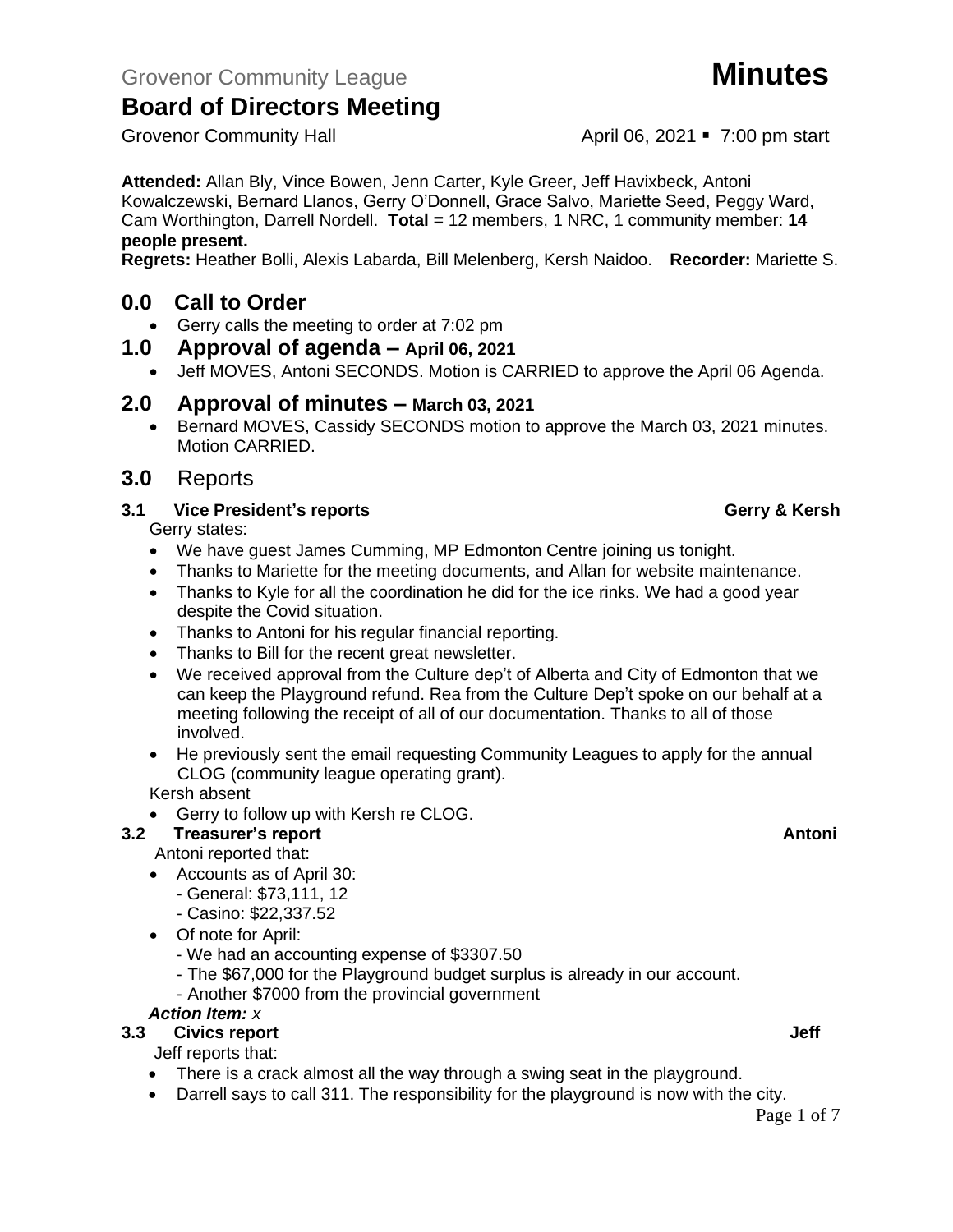Grovenor Community League **Minutes**

# Board of Directors Meeting

Grovenor Community Hall April 06, 2021 ▪ 7:00 pm start

**Attended:** Allan Bly, Vince Bowen, Jenn Carter, Kyle Greer, Jeff Havixbeck, Antoni Kowalczewski, Bernard Llanos, Gerry O'Donnell, Grace Salvo, Mariette Seed, Peggy Ward, Cam Worthington, Darrell Nordell. **Total =** 12 members, 1 NRC, 1 community member: **14 people present.**

**Regrets:** Heather Bolli, Alexis Labarda, Bill Melenberg, Kersh Naidoo. **Recorder:** Mariette S.

## 0.0 Call to Order

- Gerry calls the meeting to order at 7:02 pm

## 1.0 Approval of agenda – April 06, 2021

- Jeff MOVES, Antoni SECONDS. Motion is CARRIED to approve the April 06 Agenda.

## 2.0 Approval of minutes – March 03, 2021

- Bernard MOVES, Cassidy SECONDS motion to approve the March 03, 2021 minutes. Motion CARRIED.

## 3.0 Reports

### 3.1 Vice President's reports — Gerry & Kersh

Gerry states:

- We have guest James Cumming, MP Edmonton Centre joining us tonight.
- Thanks to Mariette for the meeting documents, and Allan for website maintenance.
- Thanks to Kyle for all the coordination he did for the ice rinks. We had a good year despite the Covid situation.
- Thanks to Antoni for his regular financial reporting.
- Thanks to Bill for the recent great newsletter.
- We received approval from the Culture dep't of Alberta and City of Edmonton that we can keep the Playground refund. Rea from the Culture Dep't spoke on our behalf at a meeting following the receipt of all of our documentation. Thanks to all of those involved.
- He previously sent the email requesting Community Leagues to apply for the annual CLOG (community league operating grant).

Kersh absent

- Gerry to follow up with Kersh re CLOG.

### 3.2 Treasurer's report — Antoni

Antoni reported that:

- Accounts as of April 30:
  - General: $73,111, 12
  - Casino: $22,337.52
- Of note for April:
  - We had an accounting expense of $3307.50
  - The $67,000 for the Playground budget surplus is already in our account.
  - Another $7000 from the provincial government

***Action Item:*** *x*

### 3.3 Civics report — Jeff

Jeff reports that:

- There is a crack almost all the way through a swing seat in the playground.
- Darrell says to call 311. The responsibility for the playground is now with the city.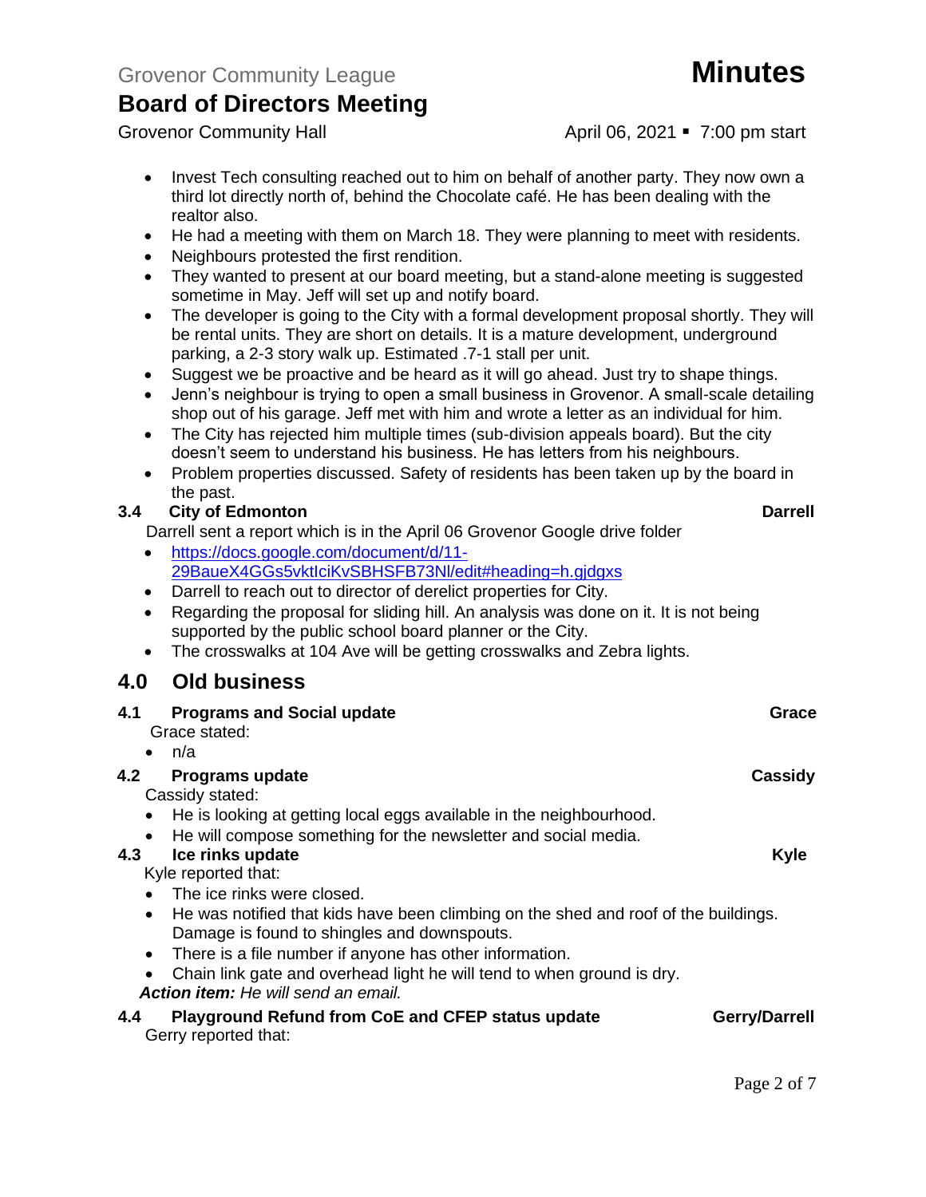- Invest Tech consulting reached out to him on behalf of another party. They now own a third lot directly north of, behind the Chocolate café. He has been dealing with the realtor also.
- He had a meeting with them on March 18. They were planning to meet with residents.
- Neighbours protested the first rendition.
- They wanted to present at our board meeting, but a stand-alone meeting is suggested sometime in May. Jeff will set up and notify board.
- The developer is going to the City with a formal development proposal shortly. They will be rental units. They are short on details. It is a mature development, underground parking, a 2-3 story walk up. Estimated .7-1 stall per unit.
- Suggest we be proactive and be heard as it will go ahead. Just try to shape things.
- Jenn's neighbour is trying to open a small business in Grovenor. A small-scale detailing shop out of his garage. Jeff met with him and wrote a letter as an individual for him.
- The City has rejected him multiple times (sub-division appeals board). But the city doesn't seem to understand his business. He has letters from his neighbours.
- Problem properties discussed. Safety of residents has been taken up by the board in the past.

### 3.4 City of Edmonton — Darrell

Darrell sent a report which is in the April 06 Grovenor Google drive folder

- https://docs.google.com/document/d/11-29BaueX4GGs5vktIciKvSBHSFB73Nl/edit#heading=h.gjdgxs
- Darrell to reach out to director of derelict properties for City.
- Regarding the proposal for sliding hill. An analysis was done on it. It is not being supported by the public school board planner or the City.
- The crosswalks at 104 Ave will be getting crosswalks and Zebra lights.

## 4.0 Old business

### 4.1 Programs and Social update — Grace

Grace stated:

- n/a

### 4.2 Programs update — Cassidy

Cassidy stated:

- He is looking at getting local eggs available in the neighbourhood.
- He will compose something for the newsletter and social media.

### 4.3 Ice rinks update — Kyle

Kyle reported that:

- The ice rinks were closed.
- He was notified that kids have been climbing on the shed and roof of the buildings. Damage is found to shingles and downspouts.
- There is a file number if anyone has other information.
- Chain link gate and overhead light he will tend to when ground is dry.

***Action item:*** *He will send an email.*

### 4.4 Playground Refund from CoE and CFEP status update — Gerry/Darrell

Gerry reported that: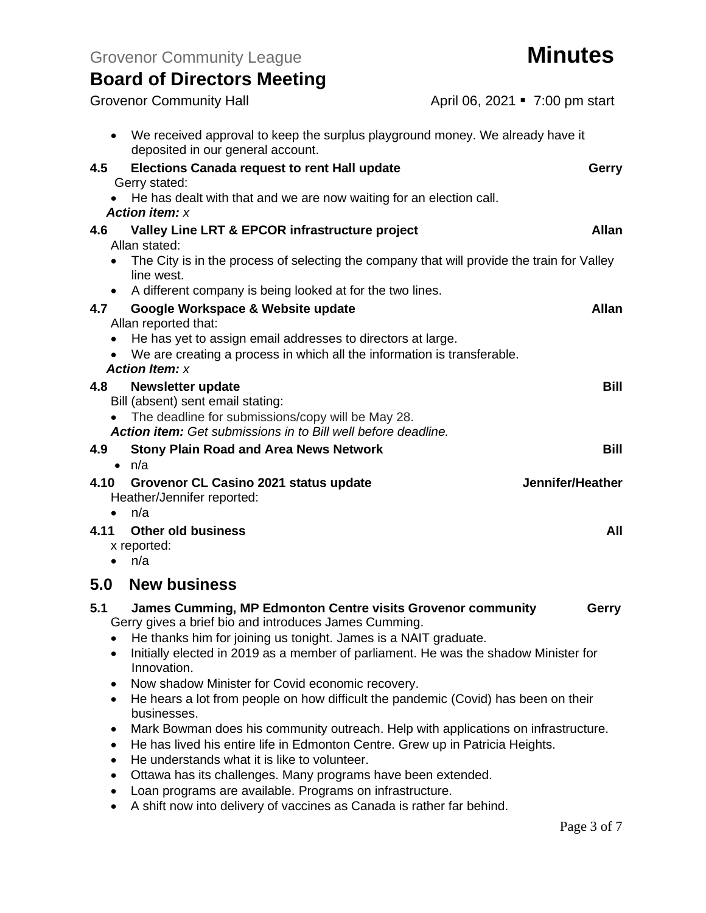- We received approval to keep the surplus playground money. We already have it deposited in our general account.

### 4.5 Elections Canada request to rent Hall update — Gerry

Gerry stated:

- He has dealt with that and we are now waiting for an election call.

***Action item:*** *x*

### 4.6 Valley Line LRT & EPCOR infrastructure project — Allan

Allan stated:

- The City is in the process of selecting the company that will provide the train for Valley line west.
- A different company is being looked at for the two lines.

### 4.7 Google Workspace & Website update — Allan

Allan reported that:

- He has yet to assign email addresses to directors at large.
- We are creating a process in which all the information is transferable.

***Action Item:*** *x*

### 4.8 Newsletter update — Bill

Bill (absent) sent email stating:

- The deadline for submissions/copy will be May 28.

***Action item:*** *Get submissions in to Bill well before deadline.*

### 4.9 Stony Plain Road and Area News Network — Bill

- n/a

### 4.10 Grovenor CL Casino 2021 status update — Jennifer/Heather

Heather/Jennifer reported:

- n/a

### 4.11 Other old business — All

x reported:

- n/a

## 5.0 New business

### 5.1 James Cumming, MP Edmonton Centre visits Grovenor community — Gerry

Gerry gives a brief bio and introduces James Cumming.

- He thanks him for joining us tonight. James is a NAIT graduate.
- Initially elected in 2019 as a member of parliament. He was the shadow Minister for Innovation.
- Now shadow Minister for Covid economic recovery.
- He hears a lot from people on how difficult the pandemic (Covid) has been on their businesses.
- Mark Bowman does his community outreach. Help with applications on infrastructure.
- He has lived his entire life in Edmonton Centre. Grew up in Patricia Heights.
- He understands what it is like to volunteer.
- Ottawa has its challenges. Many programs have been extended.
- Loan programs are available. Programs on infrastructure.
- A shift now into delivery of vaccines as Canada is rather far behind.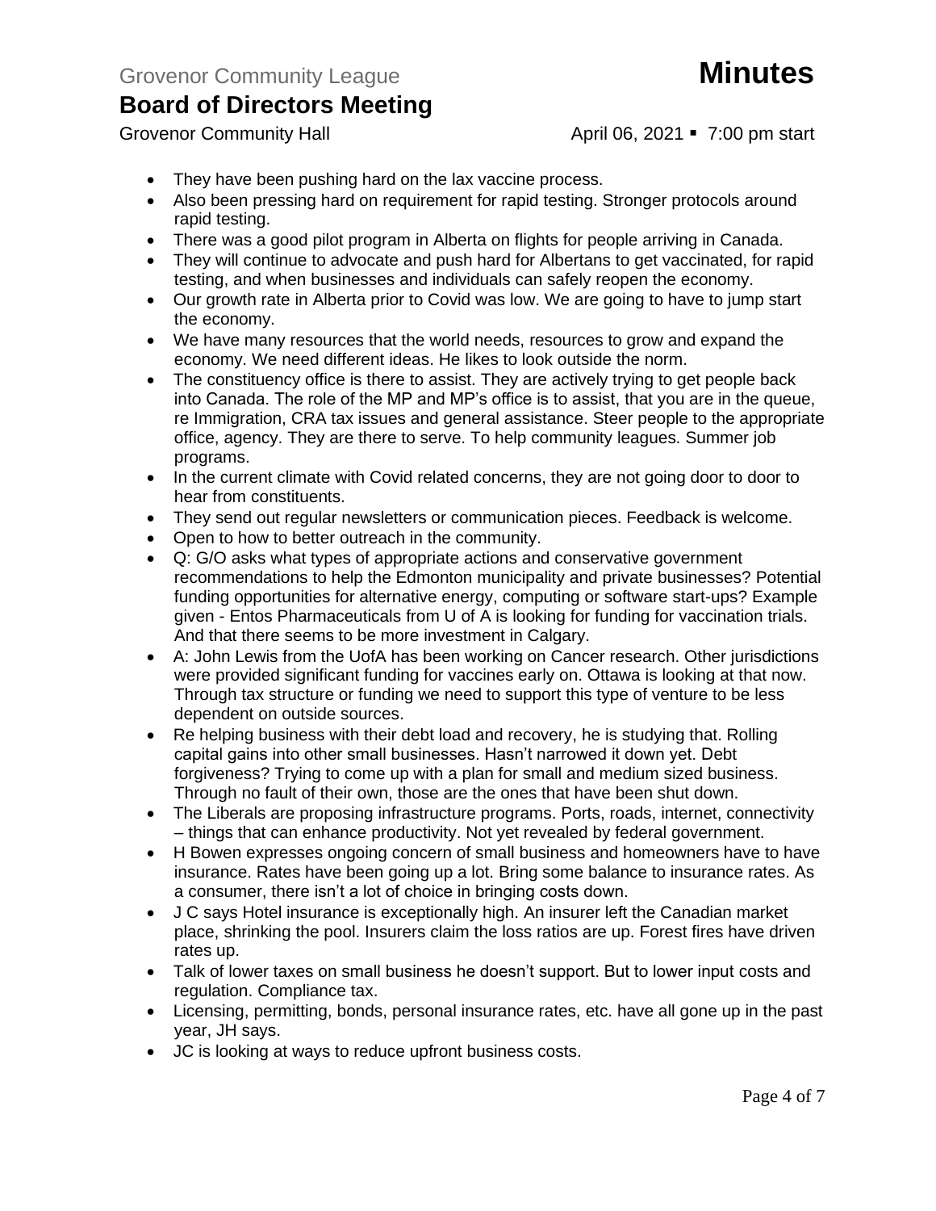- They have been pushing hard on the lax vaccine process.
- Also been pressing hard on requirement for rapid testing. Stronger protocols around rapid testing.
- There was a good pilot program in Alberta on flights for people arriving in Canada.
- They will continue to advocate and push hard for Albertans to get vaccinated, for rapid testing, and when businesses and individuals can safely reopen the economy.
- Our growth rate in Alberta prior to Covid was low. We are going to have to jump start the economy.
- We have many resources that the world needs, resources to grow and expand the economy. We need different ideas. He likes to look outside the norm.
- The constituency office is there to assist. They are actively trying to get people back into Canada. The role of the MP and MP's office is to assist, that you are in the queue, re Immigration, CRA tax issues and general assistance. Steer people to the appropriate office, agency. They are there to serve. To help community leagues. Summer job programs.
- In the current climate with Covid related concerns, they are not going door to door to hear from constituents.
- They send out regular newsletters or communication pieces. Feedback is welcome.
- Open to how to better outreach in the community.
- Q: G/O asks what types of appropriate actions and conservative government recommendations to help the Edmonton municipality and private businesses? Potential funding opportunities for alternative energy, computing or software start-ups? Example given - Entos Pharmaceuticals from U of A is looking for funding for vaccination trials. And that there seems to be more investment in Calgary.
- A: John Lewis from the UofA has been working on Cancer research. Other jurisdictions were provided significant funding for vaccines early on. Ottawa is looking at that now. Through tax structure or funding we need to support this type of venture to be less dependent on outside sources.
- Re helping business with their debt load and recovery, he is studying that. Rolling capital gains into other small businesses. Hasn't narrowed it down yet. Debt forgiveness? Trying to come up with a plan for small and medium sized business. Through no fault of their own, those are the ones that have been shut down.
- The Liberals are proposing infrastructure programs. Ports, roads, internet, connectivity – things that can enhance productivity. Not yet revealed by federal government.
- H Bowen expresses ongoing concern of small business and homeowners have to have insurance. Rates have been going up a lot. Bring some balance to insurance rates. As a consumer, there isn't a lot of choice in bringing costs down.
- J C says Hotel insurance is exceptionally high. An insurer left the Canadian market place, shrinking the pool. Insurers claim the loss ratios are up. Forest fires have driven rates up.
- Talk of lower taxes on small business he doesn't support. But to lower input costs and regulation. Compliance tax.
- Licensing, permitting, bonds, personal insurance rates, etc. have all gone up in the past year, JH says.
- JC is looking at ways to reduce upfront business costs.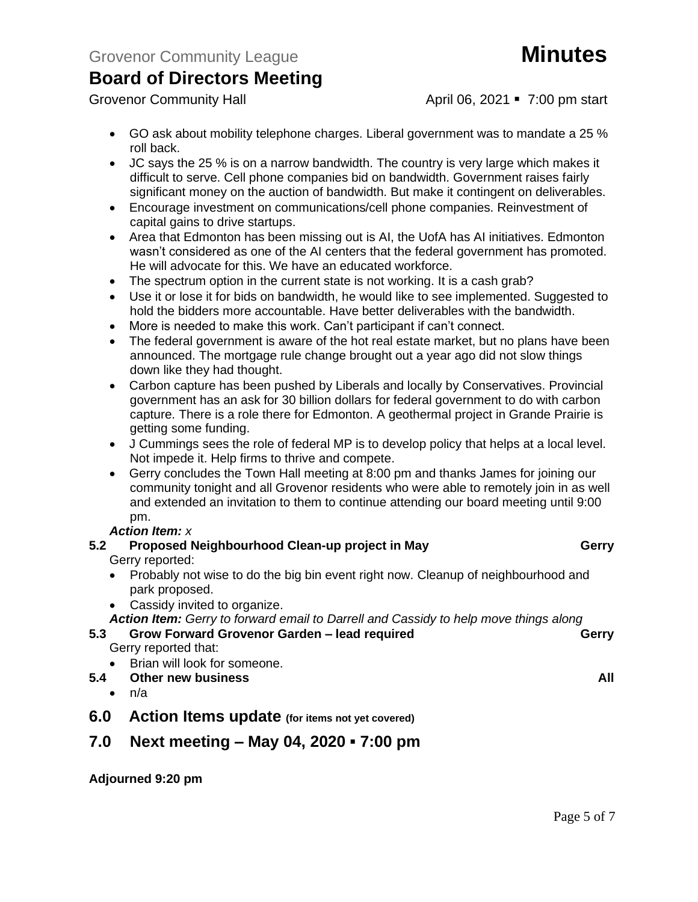- GO ask about mobility telephone charges. Liberal government was to mandate a 25 % roll back.
- JC says the 25 % is on a narrow bandwidth. The country is very large which makes it difficult to serve. Cell phone companies bid on bandwidth. Government raises fairly significant money on the auction of bandwidth. But make it contingent on deliverables.
- Encourage investment on communications/cell phone companies. Reinvestment of capital gains to drive startups.
- Area that Edmonton has been missing out is AI, the UofA has AI initiatives. Edmonton wasn't considered as one of the AI centers that the federal government has promoted. He will advocate for this. We have an educated workforce.
- The spectrum option in the current state is not working. It is a cash grab?
- Use it or lose it for bids on bandwidth, he would like to see implemented. Suggested to hold the bidders more accountable. Have better deliverables with the bandwidth.
- More is needed to make this work. Can't participant if can't connect.
- The federal government is aware of the hot real estate market, but no plans have been announced. The mortgage rule change brought out a year ago did not slow things down like they had thought.
- Carbon capture has been pushed by Liberals and locally by Conservatives. Provincial government has an ask for 30 billion dollars for federal government to do with carbon capture. There is a role there for Edmonton. A geothermal project in Grande Prairie is getting some funding.
- J Cummings sees the role of federal MP is to develop policy that helps at a local level. Not impede it. Help firms to thrive and compete.
- Gerry concludes the Town Hall meeting at 8:00 pm and thanks James for joining our community tonight and all Grovenor residents who were able to remotely join in as well and extended an invitation to them to continue attending our board meeting until 9:00 pm.

***Action Item:*** *x*

**5.2 Proposed Neighbourhood Clean-up project in May** **Gerry**

Gerry reported:

- Probably not wise to do the big bin event right now. Cleanup of neighbourhood and park proposed.
- Cassidy invited to organize.

***Action Item:*** *Gerry to forward email to Darrell and Cassidy to help move things along*

**5.3 Grow Forward Grovenor Garden – lead required** **Gerry**

Gerry reported that:

- Brian will look for someone.

**5.4 Other new business** **All**

- n/a

## 6.0 Action Items update (for items not yet covered)

## 7.0 Next meeting – May 04, 2020 ▪ 7:00 pm

**Adjourned 9:20 pm**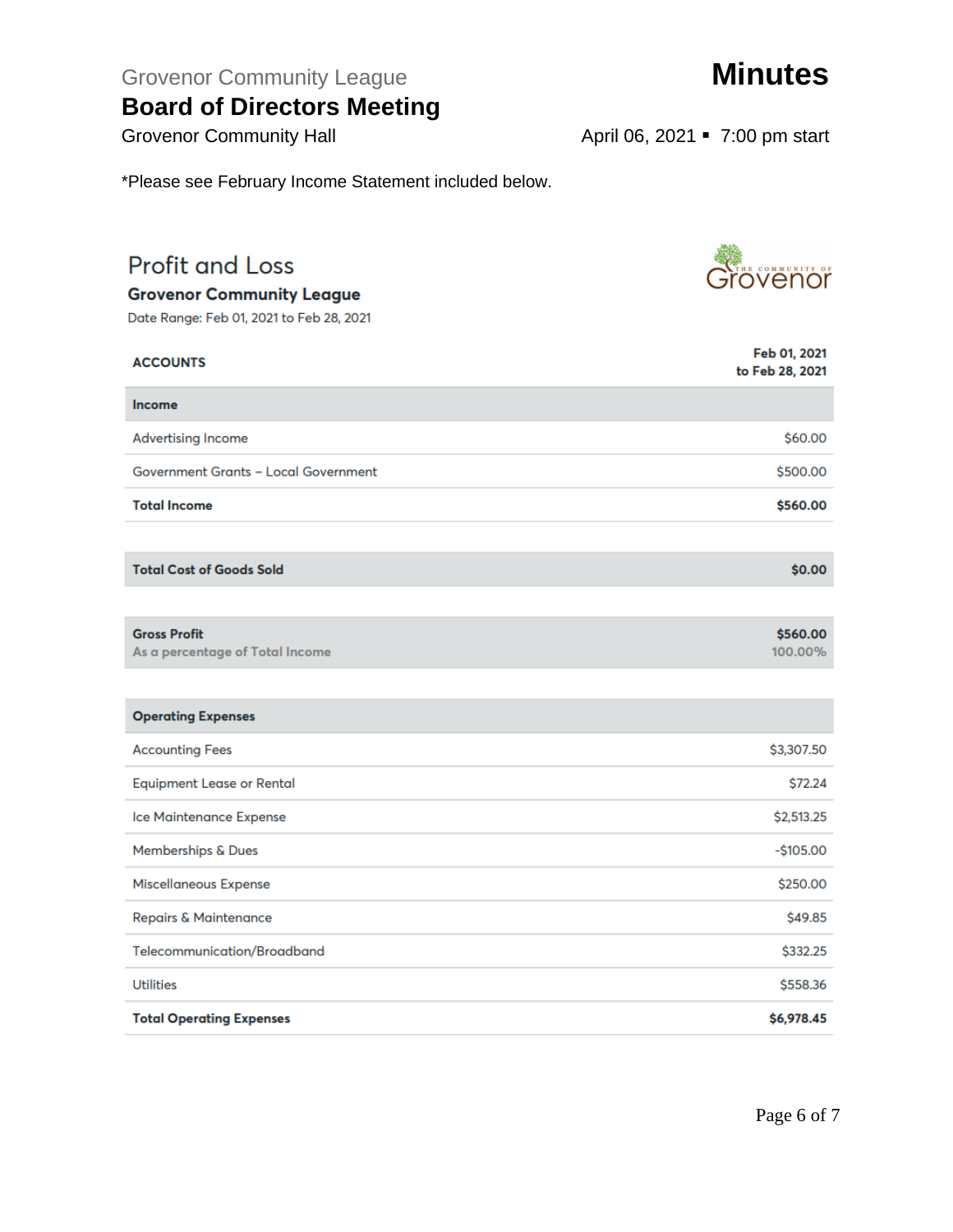Grovenor Community League

# Board of Directors Meeting

**Minutes**

Grovenor Community Hall

April 06, 2021 ▪ 7:00 pm start

*Please see February Income Statement included below.

## Profit and Loss

**Grovenor Community League**

Date Range: Feb 01, 2021 to Feb 28, 2021

| ACCOUNTS | Feb 01, 2021 to Feb 28, 2021 |
|---|---|
| **Income** | |
| Advertising Income | $60.00 |
| Government Grants – Local Government | $500.00 |
| **Total Income** | **$560.00** |
| **Total Cost of Goods Sold** | **$0.00** |
| **Gross Profit** | **$560.00** |
| As a percentage of Total Income | 100.00% |
| **Operating Expenses** | |
| Accounting Fees | $3,307.50 |
| Equipment Lease or Rental | $72.24 |
| Ice Maintenance Expense | $2,513.25 |
| Memberships & Dues | -$105.00 |
| Miscellaneous Expense | $250.00 |
| Repairs & Maintenance | $49.85 |
| Telecommunication/Broadband | $332.25 |
| Utilities | $558.36 |
| **Total Operating Expenses** | **$6,978.45** |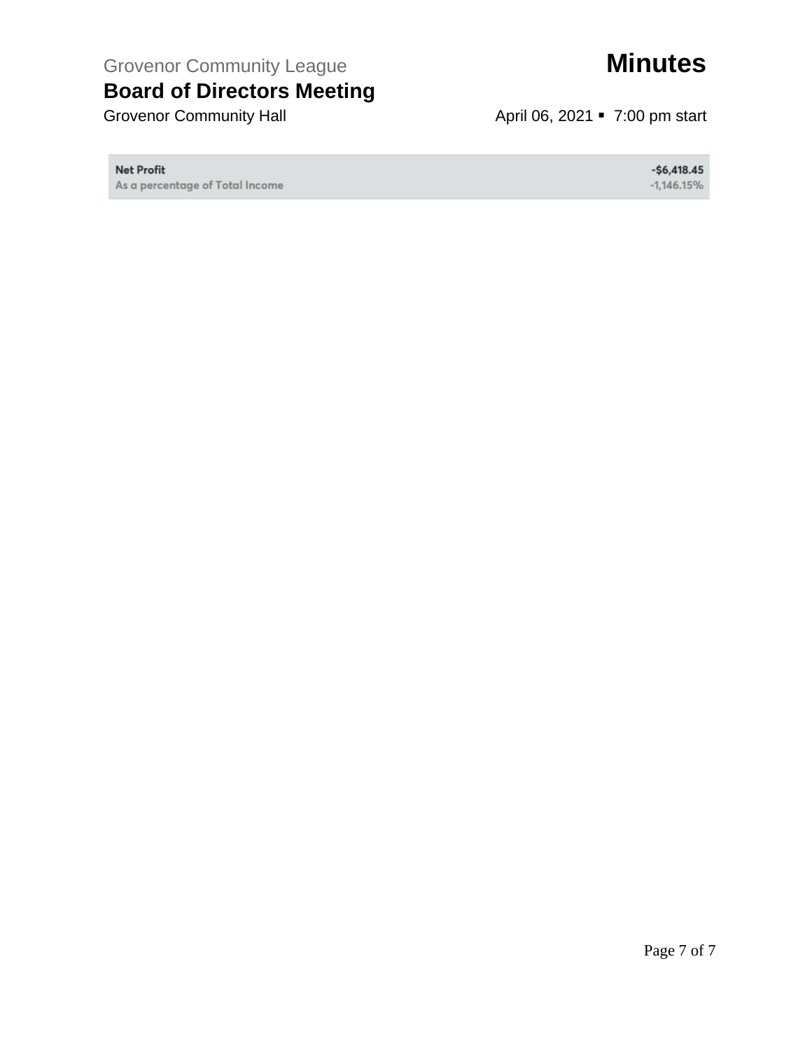| | |
|---|---|
| **Net Profit** | **-$6,418.45** |
| As a percentage of Total Income | -1,146.15% |